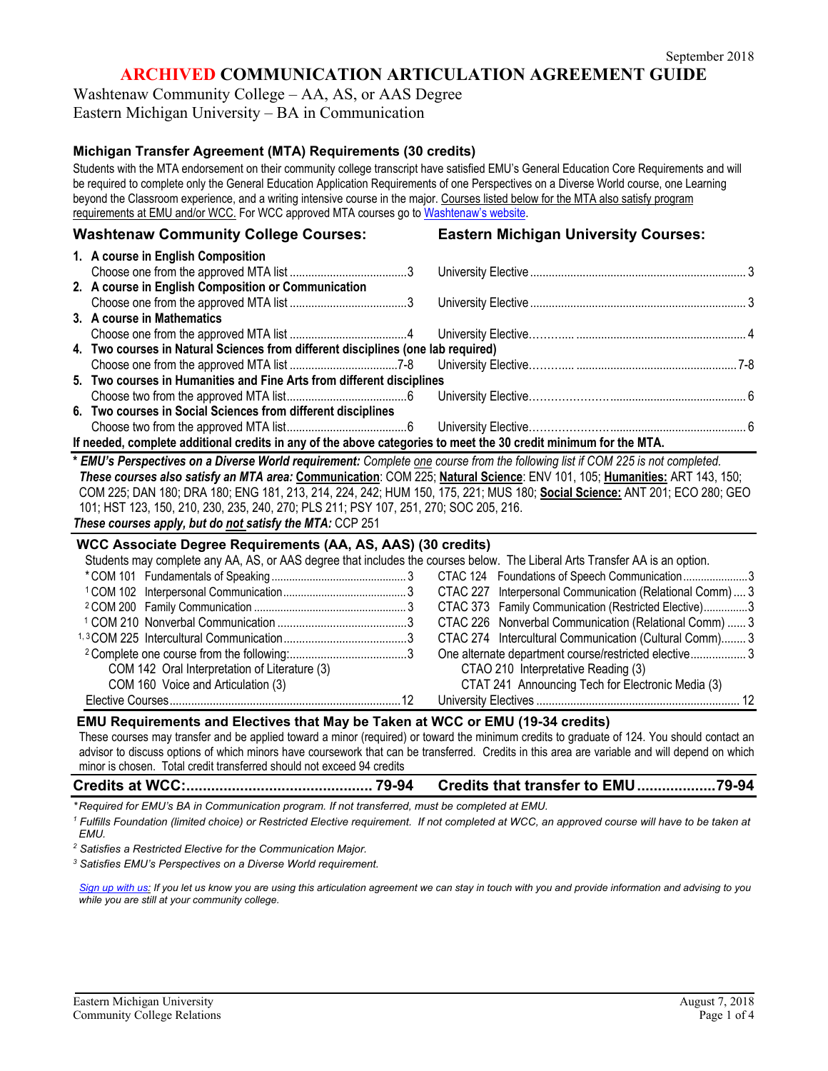September 2018

# ARCHIVED COMMUNICATION ARTICULATION AGREEMENT GUIDE

Washtenaw Community College – AA, AS, or AAS Degree
Eastern Michigan University – BA in Communication

## Michigan Transfer Agreement (MTA) Requirements (30 credits)

Students with the MTA endorsement on their community college transcript have satisfied EMU's General Education Core Requirements and will be required to complete only the General Education Application Requirements of one Perspectives on a Diverse World course, one Learning beyond the Classroom experience, and a writing intensive course in the major. Courses listed below for the MTA also satisfy program requirements at EMU and/or WCC. For WCC approved MTA courses go to Washtenaw's website.

| Washtenaw Community College Courses: | | Eastern Michigan University Courses: | |
|---|---|---|---|
| **1. A course in English Composition** | | | |
| Choose one from the approved MTA list | 3 | University Elective | 3 |
| **2. A course in English Composition or Communication** | | | |
| Choose one from the approved MTA list | 3 | University Elective | 3 |
| **3. A course in Mathematics** | | | |
| Choose one from the approved MTA list | 4 | University Elective | 4 |
| **4. Two courses in Natural Sciences from different disciplines (one lab required)** | | | |
| Choose one from the approved MTA list | 7-8 | University Elective | 7-8 |
| **5. Two courses in Humanities and Fine Arts from different disciplines** | | | |
| Choose two from the approved MTA list | 6 | University Elective | 6 |
| **6. Two courses in Social Sciences from different disciplines** | | | |
| Choose two from the approved MTA list | 6 | University Elective | 6 |

**If needed, complete additional credits in any of the above categories to meet the 30 credit minimum for the MTA.**

***** ***EMU's Perspectives on a Diverse World requirement:*** *Complete one course from the following list if COM 225 is not completed.* ***These courses also satisfy an MTA area:*** **Communication**: COM 225; **Natural Science**: ENV 101, 105; **Humanities:** ART 143, 150; COM 225; DAN 180; DRA 180; ENG 181, 213, 214, 224, 242; HUM 150, 175, 221; MUS 180; **Social Science:** ANT 201; ECO 280; GEO 101; HST 123, 150, 210, 230, 235, 240, 270; PLS 211; PSY 107, 251, 270; SOC 205, 216.
***These courses apply, but do not satisfy the MTA:*** CCP 251

## WCC Associate Degree Requirements (AA, AS, AAS) (30 credits)

Students may complete any AA, AS, or AAS degree that includes the courses below. The Liberal Arts Transfer AA is an option.

| WCC Course | Credits | EMU Course | Credits |
|---|---|---|---|
| *COM 101 Fundamentals of Speaking | 3 | CTAC 124 Foundations of Speech Communication | 3 |
| [1] COM 102 Interpersonal Communication | 3 | CTAC 227 Interpersonal Communication (Relational Comm) | 3 |
| [2] COM 200 Family Communication | 3 | CTAC 373 Family Communication (Restricted Elective) | 3 |
| [1] COM 210 Nonverbal Communication | 3 | CTAC 226 Nonverbal Communication (Relational Comm) | 3 |
| [1,3] COM 225 Intercultural Communication | 3 | CTAC 274 Intercultural Communication (Cultural Comm) | 3 |
| [2] Complete one course from the following: | 3 | One alternate department course/restricted elective | 3 |
| COM 142 Oral Interpretation of Literature (3) | | CTAO 210 Interpretative Reading (3) | |
| COM 160 Voice and Articulation (3) | | CTAT 241 Announcing Tech for Electronic Media (3) | |
| Elective Courses | 12 | University Electives | 12 |

## EMU Requirements and Electives that May be Taken at WCC or EMU (19-34 credits)

These courses may transfer and be applied toward a minor (required) or toward the minimum credits to graduate of 124. You should contact an advisor to discuss options of which minors have coursework that can be transferred. Credits in this area are variable and will depend on which minor is chosen. Total credit transferred should not exceed 94 credits

**Credits at WCC: 79-94** | **Credits that transfer to EMU 79-94**

*\*Required for EMU's BA in Communication program. If not transferred, must be completed at EMU.*

*[1] Fulfills Foundation (limited choice) or Restricted Elective requirement. If not completed at WCC, an approved course will have to be taken at EMU.*

*[2] Satisfies a Restricted Elective for the Communication Major.*

*[3] Satisfies EMU's Perspectives on a Diverse World requirement.*

*Sign up with us: If you let us know you are using this articulation agreement we can stay in touch with you and provide information and advising to you while you are still at your community college.*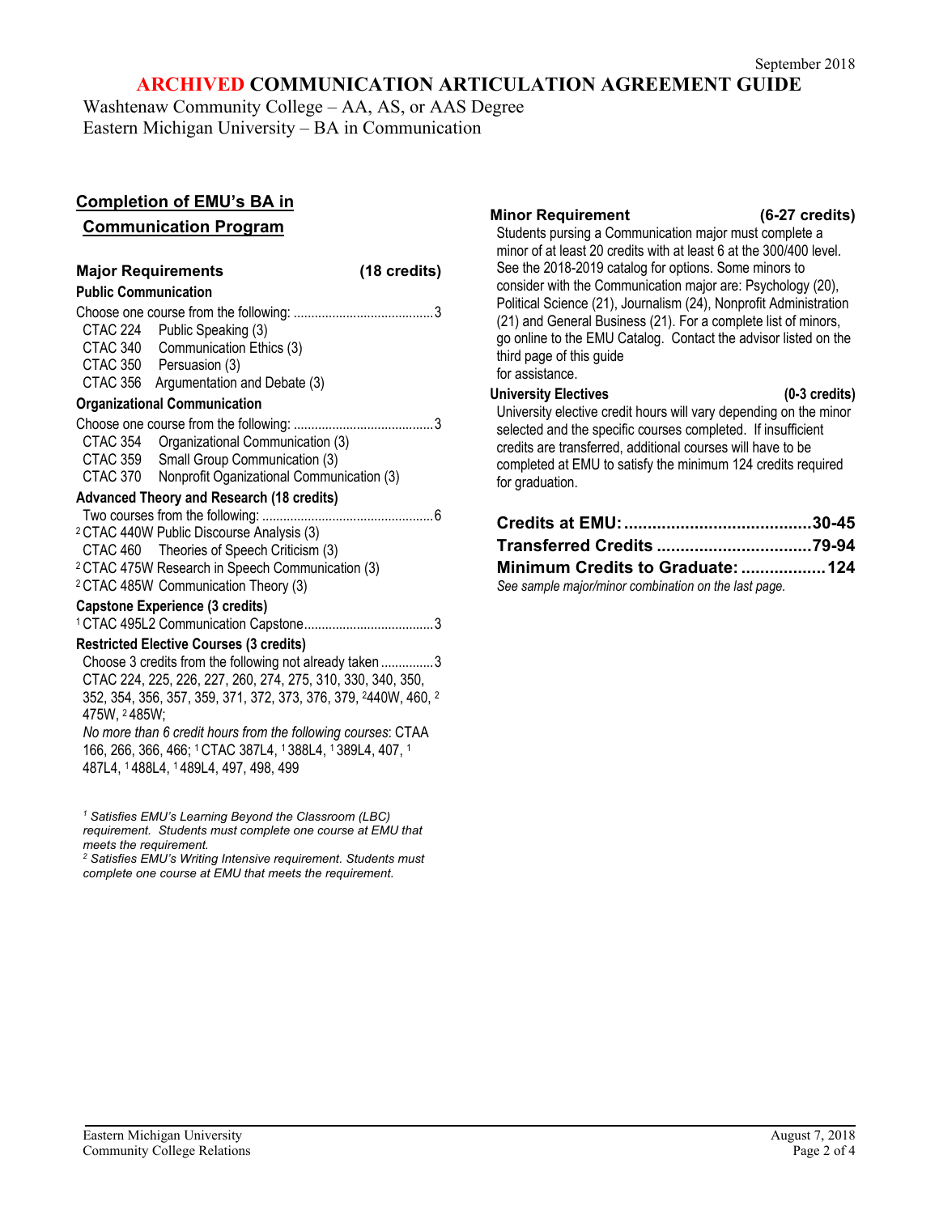September 2018

# ARCHIVED COMMUNICATION ARTICULATION AGREEMENT GUIDE

Washtenaw Community College – AA, AS, or AAS Degree
Eastern Michigan University – BA in Communication

## Completion of EMU's BA in Communication Program

### Major Requirements (18 credits)

**Public Communication**

Choose one course from the following: ........................................3

- CTAC 224 Public Speaking (3)
- CTAC 340 Communication Ethics (3)
- CTAC 350 Persuasion (3)
- CTAC 356 Argumentation and Debate (3)

**Organizational Communication**

Choose one course from the following: ........................................3

- CTAC 354 Organizational Communication (3)
- CTAC 359 Small Group Communication (3)
- CTAC 370 Nonprofit Oganizational Communication (3)

**Advanced Theory and Research (18 credits)**

Two courses from the following: ................................................6

- [2] CTAC 440W Public Discourse Analysis (3)
- CTAC 460 Theories of Speech Criticism (3)
- [2] CTAC 475W Research in Speech Communication (3)
- [2] CTAC 485W Communication Theory (3)

**Capstone Experience (3 credits)**

[1] CTAC 495L2 Communication Capstone.....................................3

**Restricted Elective Courses (3 credits)**

Choose 3 credits from the following not already taken ...............3
CTAC 224, 225, 226, 227, 260, 274, 275, 310, 330, 340, 350, 352, 354, 356, 357, 359, 371, 372, 373, 376, 379, [2]440W, 460, [2] 475W, [2] 485W;

*No more than 6 credit hours from the following courses*: CTAA 166, 266, 366, 466; [1] CTAC 387L4, [1] 388L4, [1] 389L4, 407, [1] 487L4, [1] 488L4, [1] 489L4, 497, 498, 499

*[1] Satisfies EMU's Learning Beyond the Classroom (LBC) requirement. Students must complete one course at EMU that meets the requirement.*
*[2] Satisfies EMU's Writing Intensive requirement. Students must complete one course at EMU that meets the requirement.*

### Minor Requirement (6-27 credits)

Students pursing a Communication major must complete a minor of at least 20 credits with at least 6 at the 300/400 level. See the 2018-2019 catalog for options. Some minors to consider with the Communication major are: Psychology (20), Political Science (21), Journalism (24), Nonprofit Administration (21) and General Business (21). For a complete list of minors, go online to the EMU Catalog. Contact the advisor listed on the third page of this guide for assistance.

### University Electives (0-3 credits)

University elective credit hours will vary depending on the minor selected and the specific courses completed. If insufficient credits are transferred, additional courses will have to be completed at EMU to satisfy the minimum 124 credits required for graduation.

**Credits at EMU:.......................................30-45**
**Transferred Credits ................................79-94**
**Minimum Credits to Graduate: .................124**

*See sample major/minor combination on the last page.*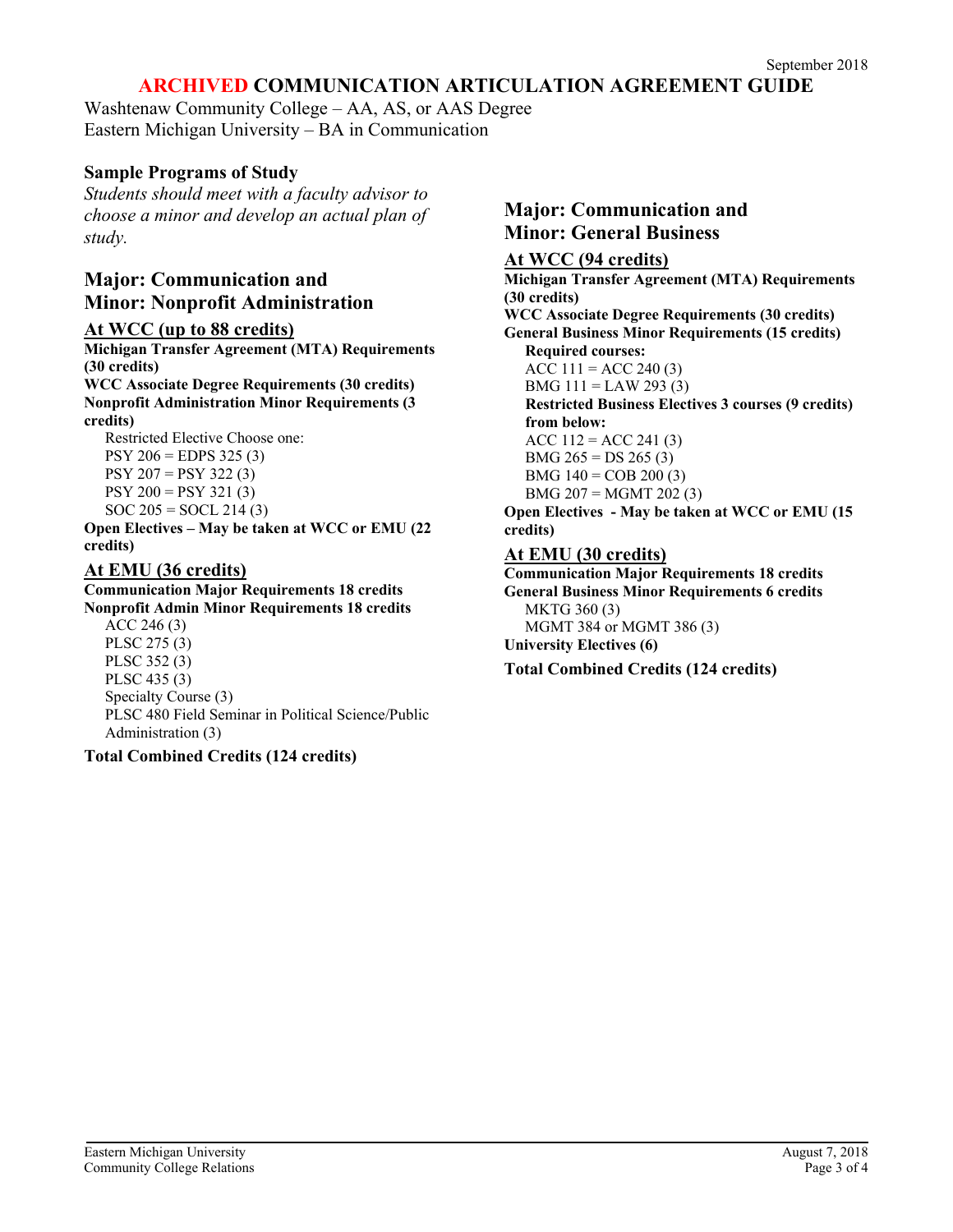# ARCHIVED COMMUNICATION ARTICULATION AGREEMENT GUIDE

Washtenaw Community College – AA, AS, or AAS Degree
Eastern Michigan University – BA in Communication

## Sample Programs of Study

*Students should meet with a faculty advisor to choose a minor and develop an actual plan of study.*

## Major: Communication and Minor: Nonprofit Administration

### At WCC (up to 88 credits)

**Michigan Transfer Agreement (MTA) Requirements (30 credits)**
**WCC Associate Degree Requirements (30 credits)**
**Nonprofit Administration Minor Requirements (3 credits)**

Restricted Elective Choose one:
PSY 206 = EDPS 325 (3)
PSY 207 = PSY 322 (3)
PSY 200 = PSY 321 (3)
SOC 205 = SOCL 214 (3)

**Open Electives – May be taken at WCC or EMU (22 credits)**

### At EMU (36 credits)

**Communication Major Requirements 18 credits**
**Nonprofit Admin Minor Requirements 18 credits**

ACC 246 (3)
PLSC 275 (3)
PLSC 352 (3)
PLSC 435 (3)
Specialty Course (3)
PLSC 480 Field Seminar in Political Science/Public Administration (3)

**Total Combined Credits (124 credits)**

## Major: Communication and Minor: General Business

### At WCC (94 credits)

**Michigan Transfer Agreement (MTA) Requirements (30 credits)**
**WCC Associate Degree Requirements (30 credits)**
**General Business Minor Requirements (15 credits)**

**Required courses:**
ACC 111 = ACC 240 (3)
BMG 111 = LAW 293 (3)

**Restricted Business Electives 3 courses (9 credits) from below:**
ACC 112 = ACC 241 (3)
BMG 265 = DS 265 (3)
BMG 140 = COB 200 (3)
BMG 207 = MGMT 202 (3)

**Open Electives - May be taken at WCC or EMU (15 credits)**

### At EMU (30 credits)

**Communication Major Requirements 18 credits**
**General Business Minor Requirements 6 credits**

MKTG 360 (3)
MGMT 384 or MGMT 386 (3)

**University Electives (6)**

**Total Combined Credits (124 credits)**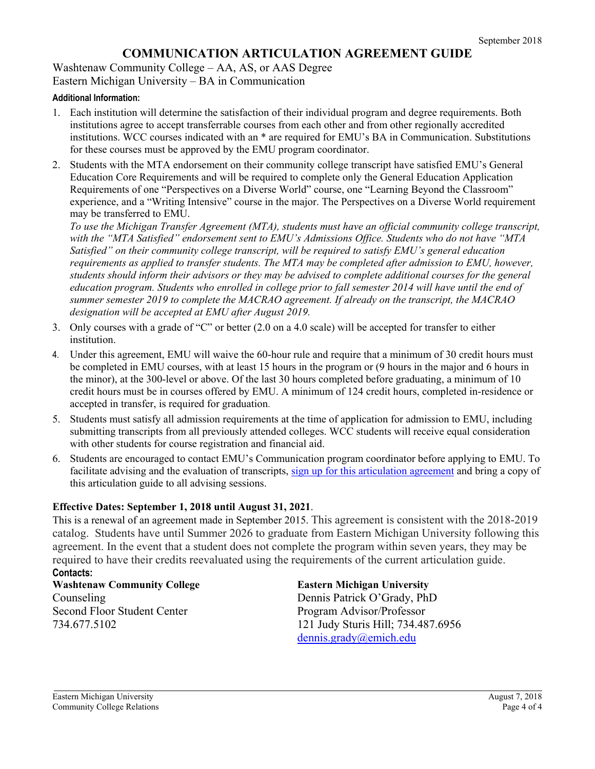September 2018

# COMMUNICATION ARTICULATION AGREEMENT GUIDE

Washtenaw Community College – AA, AS, or AAS Degree
Eastern Michigan University – BA in Communication

**Additional Information:**

1. Each institution will determine the satisfaction of their individual program and degree requirements. Both institutions agree to accept transferrable courses from each other and from other regionally accredited institutions. WCC courses indicated with an * are required for EMU's BA in Communication. Substitutions for these courses must be approved by the EMU program coordinator.
2. Students with the MTA endorsement on their community college transcript have satisfied EMU's General Education Core Requirements and will be required to complete only the General Education Application Requirements of one "Perspectives on a Diverse World" course, one "Learning Beyond the Classroom" experience, and a "Writing Intensive" course in the major. The Perspectives on a Diverse World requirement may be transferred to EMU.
   *To use the Michigan Transfer Agreement (MTA), students must have an official community college transcript, with the "MTA Satisfied" endorsement sent to EMU's Admissions Office. Students who do not have "MTA Satisfied" on their community college transcript, will be required to satisfy EMU's general education requirements as applied to transfer students. The MTA may be completed after admission to EMU, however, students should inform their advisors or they may be advised to complete additional courses for the general education program. Students who enrolled in college prior to fall semester 2014 will have until the end of summer semester 2019 to complete the MACRAO agreement. If already on the transcript, the MACRAO designation will be accepted at EMU after August 2019.*
3. Only courses with a grade of "C" or better (2.0 on a 4.0 scale) will be accepted for transfer to either institution.
4. Under this agreement, EMU will waive the 60-hour rule and require that a minimum of 30 credit hours must be completed in EMU courses, with at least 15 hours in the program or (9 hours in the major and 6 hours in the minor), at the 300-level or above. Of the last 30 hours completed before graduating, a minimum of 10 credit hours must be in courses offered by EMU. A minimum of 124 credit hours, completed in-residence or accepted in transfer, is required for graduation.
5. Students must satisfy all admission requirements at the time of application for admission to EMU, including submitting transcripts from all previously attended colleges. WCC students will receive equal consideration with other students for course registration and financial aid.
6. Students are encouraged to contact EMU's Communication program coordinator before applying to EMU. To facilitate advising and the evaluation of transcripts, sign up for this articulation agreement and bring a copy of this articulation guide to all advising sessions.

**Effective Dates: September 1, 2018 until August 31, 2021**.

This is a renewal of an agreement made in September 2015. This agreement is consistent with the 2018-2019 catalog. Students have until Summer 2026 to graduate from Eastern Michigan University following this agreement. In the event that a student does not complete the program within seven years, they may be required to have their credits reevaluated using the requirements of the current articulation guide.

**Contacts:**

**Washtenaw Community College**
Counseling
Second Floor Student Center
734.677.5102

**Eastern Michigan University**
Dennis Patrick O'Grady, PhD
Program Advisor/Professor
121 Judy Sturis Hill; 734.487.6956
dennis.grady@emich.edu